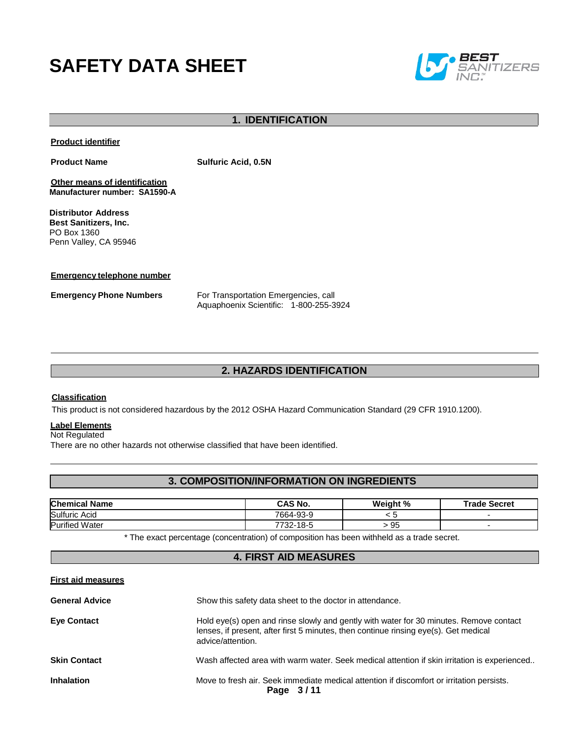# SAFETY DATA SHEET

## 1. IDENTIFICATION

**Product identifier**

**Product Name** **Sulfuric Acid, 0.5N**

**Other means of identification**
**Manufacturer number: SA1590-A**

**Distributor Address**
**Best Sanitizers, Inc.**
PO Box 1360
Penn Valley, CA 95946

**Emergency telephone number**

**Emergency Phone Numbers** For Transportation Emergencies, call
Aquaphoenix Scientific: 1-800-255-3924

## 2. HAZARDS IDENTIFICATION

**Classification**

This product is not considered hazardous by the 2012 OSHA Hazard Communication Standard (29 CFR 1910.1200).

**Label Elements**
Not Regulated
There are no other hazards not otherwise classified that have been identified.

## 3. COMPOSITION/INFORMATION ON INGREDIENTS

| Chemical Name | CAS No. | Weight % | Trade Secret |
|---|---|---|---|
| Sulfuric Acid | 7664-93-9 | < 5 | - |
| Purified Water | 7732-18-5 | > 95 | - |

* The exact percentage (concentration) of composition has been withheld as a trade secret.

## 4. FIRST AID MEASURES

**First aid measures**

**General Advice** Show this safety data sheet to the doctor in attendance.

**Eye Contact** Hold eye(s) open and rinse slowly and gently with water for 30 minutes. Remove contact lenses, if present, after first 5 minutes, then continue rinsing eye(s). Get medical advice/attention.

**Skin Contact** Wash affected area with warm water. Seek medical attention if skin irritation is experienced..

**Inhalation** Move to fresh air. Seek immediate medical attention if discomfort or irritation persists.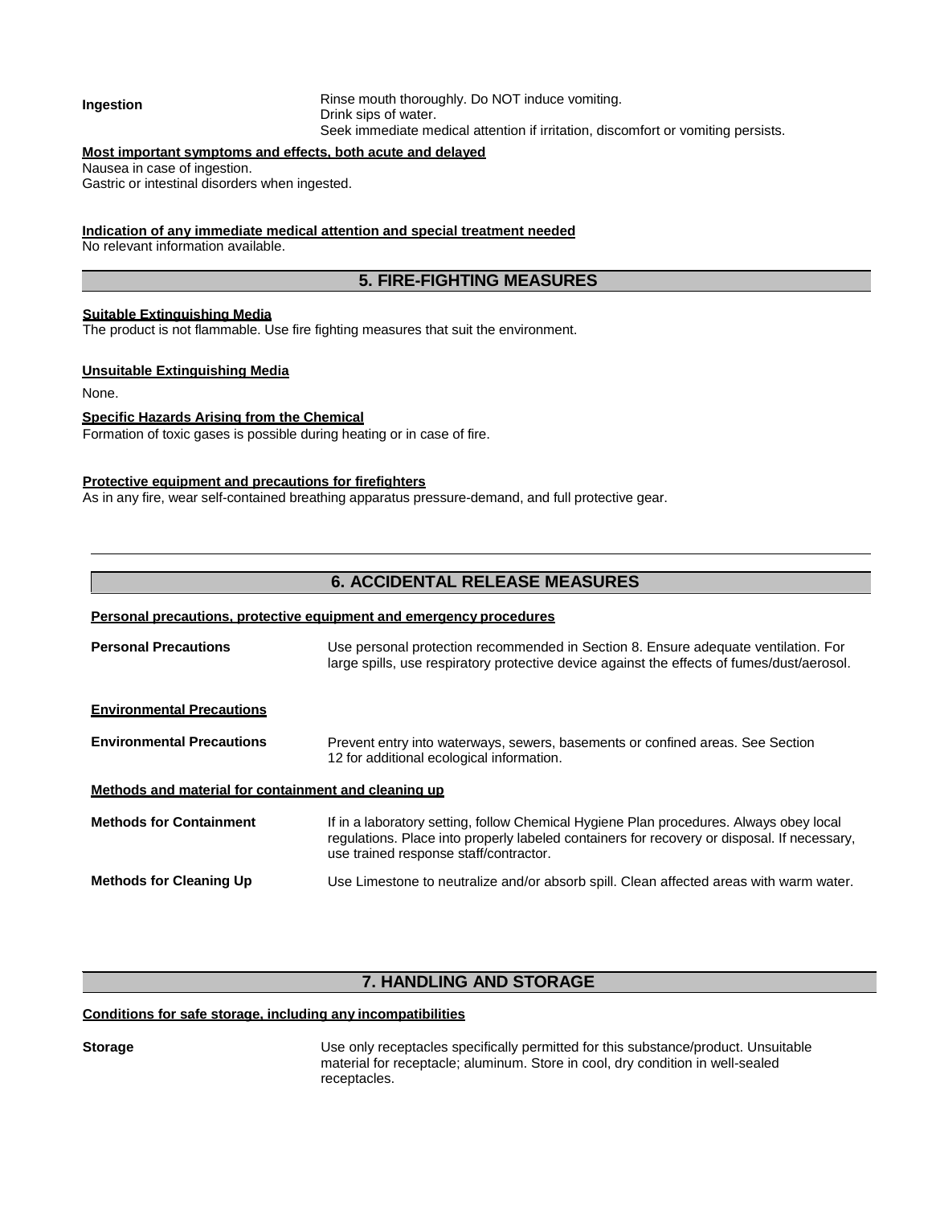| | |
|---|---|
| **Ingestion** | Rinse mouth thoroughly. Do NOT induce vomiting.<br>Drink sips of water.<br>Seek immediate medical attention if irritation, discomfort or vomiting persists. |

**Most important symptoms and effects, both acute and delayed**

Nausea in case of ingestion.
Gastric or intestinal disorders when ingested.

**Indication of any immediate medical attention and special treatment needed**

No relevant information available.

## 5. FIRE-FIGHTING MEASURES

**Suitable Extinguishing Media**

The product is not flammable. Use fire fighting measures that suit the environment.

**Unsuitable Extinguishing Media**

None.

**Specific Hazards Arising from the Chemical**

Formation of toxic gases is possible during heating or in case of fire.

**Protective equipment and precautions for firefighters**

As in any fire, wear self-contained breathing apparatus pressure-demand, and full protective gear.

## 6. ACCIDENTAL RELEASE MEASURES

**Personal precautions, protective equipment and emergency procedures**

| | |
|---|---|
| **Personal Precautions** | Use personal protection recommended in Section 8. Ensure adequate ventilation. For large spills, use respiratory protective device against the effects of fumes/dust/aerosol. |

**Environmental Precautions**

| | |
|---|---|
| **Environmental Precautions** | Prevent entry into waterways, sewers, basements or confined areas. See Section 12 for additional ecological information. |

**Methods and material for containment and cleaning up**

| | |
|---|---|
| **Methods for Containment** | If in a laboratory setting, follow Chemical Hygiene Plan procedures. Always obey local regulations. Place into properly labeled containers for recovery or disposal. If necessary, use trained response staff/contractor. |
| **Methods for Cleaning Up** | Use Limestone to neutralize and/or absorb spill. Clean affected areas with warm water. |

## 7. HANDLING AND STORAGE

**Conditions for safe storage, including any incompatibilities**

| | |
|---|---|
| **Storage** | Use only receptacles specifically permitted for this substance/product. Unsuitable material for receptacle; aluminum. Store in cool, dry condition in well-sealed receptacles. |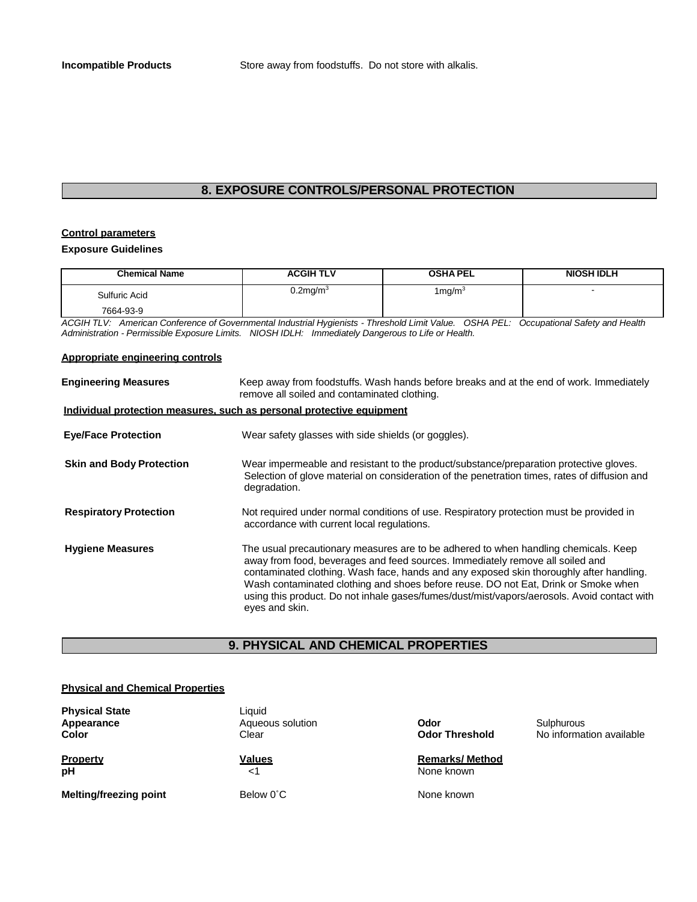**Incompatible Products** Store away from foodstuffs. Do not store with alkalis.

## 8. EXPOSURE CONTROLS/PERSONAL PROTECTION

**Control parameters**

**Exposure Guidelines**

| Chemical Name | ACGIH TLV | OSHA PEL | NIOSH IDLH |
|---|---|---|---|
| Sulfuric Acid 7664-93-9 | $0.2mg/m^3$ | $1mg/m^3$ | - |

*ACGIH TLV: American Conference of Governmental Industrial Hygienists - Threshold Limit Value. OSHA PEL: Occupational Safety and Health Administration - Permissible Exposure Limits. NIOSH IDLH: Immediately Dangerous to Life or Health.*

**Appropriate engineering controls**

**Engineering Measures** Keep away from foodstuffs. Wash hands before breaks and at the end of work. Immediately remove all soiled and contaminated clothing.

**Individual protection measures, such as personal protective equipment**

**Eye/Face Protection** Wear safety glasses with side shields (or goggles).

**Skin and Body Protection** Wear impermeable and resistant to the product/substance/preparation protective gloves. Selection of glove material on consideration of the penetration times, rates of diffusion and degradation.

**Respiratory Protection** Not required under normal conditions of use. Respiratory protection must be provided in accordance with current local regulations.

**Hygiene Measures** The usual precautionary measures are to be adhered to when handling chemicals. Keep away from food, beverages and feed sources. Immediately remove all soiled and contaminated clothing. Wash face, hands and any exposed skin thoroughly after handling. Wash contaminated clothing and shoes before reuse. DO not Eat, Drink or Smoke when using this product. Do not inhale gases/fumes/dust/mist/vapors/aerosols. Avoid contact with eyes and skin.

## 9. PHYSICAL AND CHEMICAL PROPERTIES

**Physical and Chemical Properties**

**Physical State** Liquid

**Appearance** Aqueous solution

**Color** Clear

**Odor** Sulphurous

**Odor Threshold** No information available

| Property | Values | Remarks/ Method |
|---|---|---|
| **pH** | <1 | None known |
| **Melting/freezing point** | Below 0˚C | None known |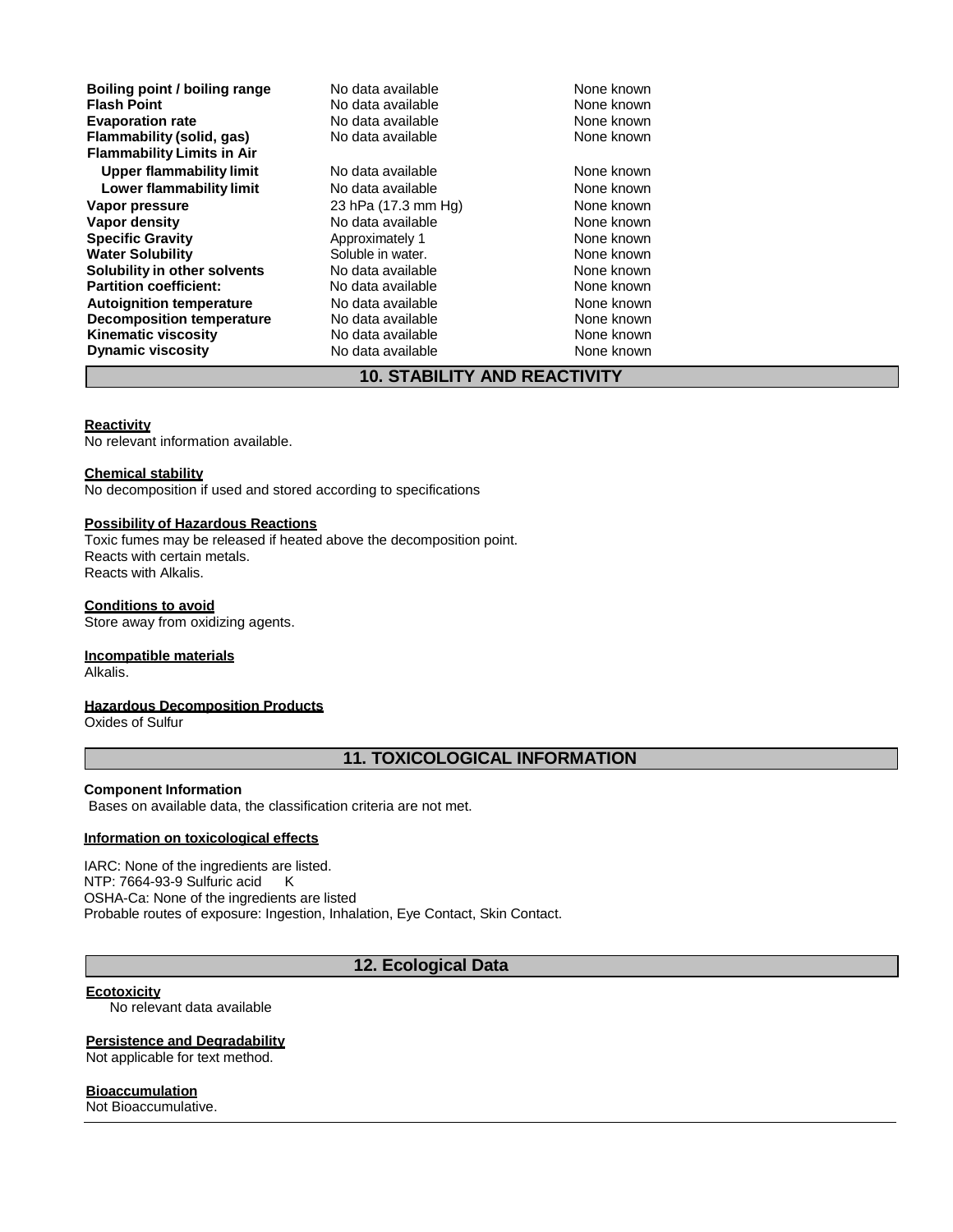| | | |
|---|---|---|
| **Boiling point / boiling range** | No data available | None known |
| **Flash Point** | No data available | None known |
| **Evaporation rate** | No data available | None known |
| **Flammability (solid, gas)** | No data available | None known |
| **Flammability Limits in Air** | | |
| **Upper flammability limit** | No data available | None known |
| **Lower flammability limit** | No data available | None known |
| **Vapor pressure** | 23 hPa (17.3 mm Hg) | None known |
| **Vapor density** | No data available | None known |
| **Specific Gravity** | Approximately 1 | None known |
| **Water Solubility** | Soluble in water. | None known |
| **Solubility in other solvents** | No data available | None known |
| **Partition coefficient:** | No data available | None known |
| **Autoignition temperature** | No data available | None known |
| **Decomposition temperature** | No data available | None known |
| **Kinematic viscosity** | No data available | None known |
| **Dynamic viscosity** | No data available | None known |

## 10. STABILITY AND REACTIVITY

**Reactivity**

No relevant information available.

**Chemical stability**

No decomposition if used and stored according to specifications

**Possibility of Hazardous Reactions**

Toxic fumes may be released if heated above the decomposition point.
Reacts with certain metals.
Reacts with Alkalis.

**Conditions to avoid**

Store away from oxidizing agents.

**Incompatible materials**

Alkalis.

**Hazardous Decomposition Products**

Oxides of Sulfur

## 11. TOXICOLOGICAL INFORMATION

**Component Information**

Bases on available data, the classification criteria are not met.

**Information on toxicological effects**

IARC: None of the ingredients are listed.
NTP: 7664-93-9 Sulfuric acid K
OSHA-Ca: None of the ingredients are listed
Probable routes of exposure: Ingestion, Inhalation, Eye Contact, Skin Contact.

## 12. Ecological Data

**Ecotoxicity**

No relevant data available

**Persistence and Degradability**

Not applicable for text method.

**Bioaccumulation**

Not Bioaccumulative.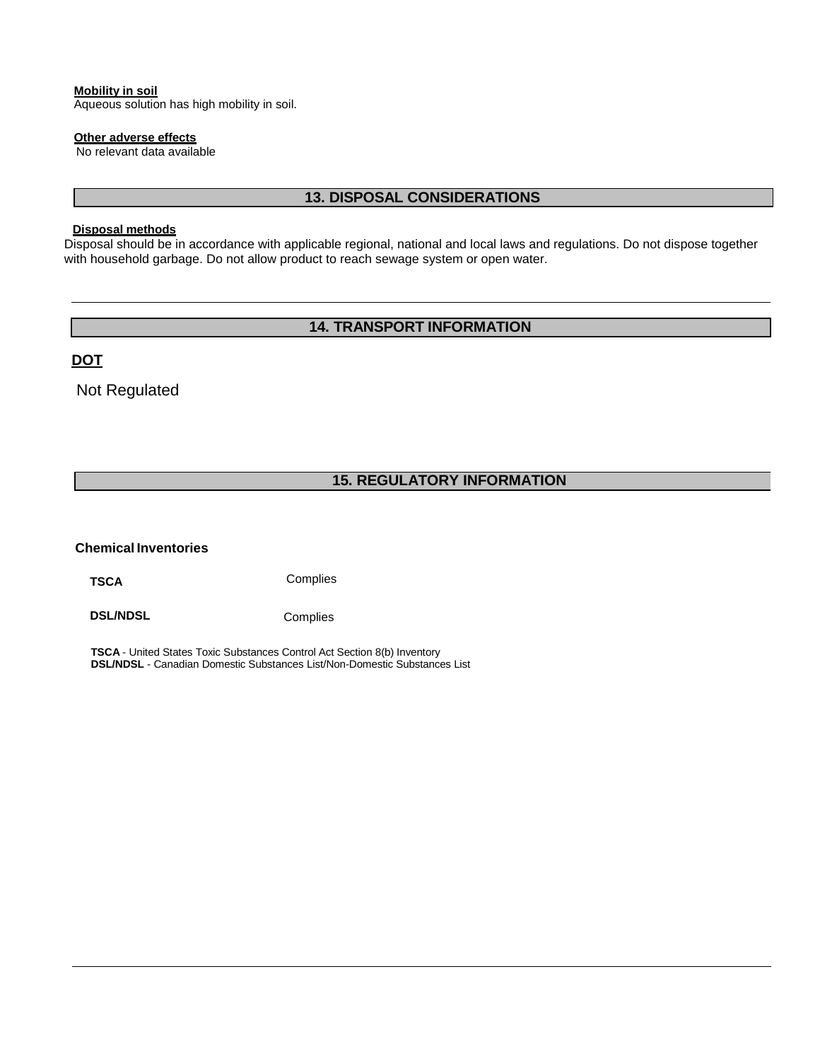**Mobility in soil**

Aqueous solution has high mobility in soil.

**Other adverse effects**

No relevant data available

## 13. DISPOSAL CONSIDERATIONS

**Disposal methods**

Disposal should be in accordance with applicable regional, national and local laws and regulations. Do not dispose together with household garbage. Do not allow product to reach sewage system or open water.

## 14. TRANSPORT INFORMATION

**DOT**

Not Regulated

## 15. REGULATORY INFORMATION

**Chemical Inventories**

| | |
|---|---|
| **TSCA** | Complies |
| **DSL/NDSL** | Complies |

**TSCA** - United States Toxic Substances Control Act Section 8(b) Inventory
**DSL/NDSL** - Canadian Domestic Substances List/Non-Domestic Substances List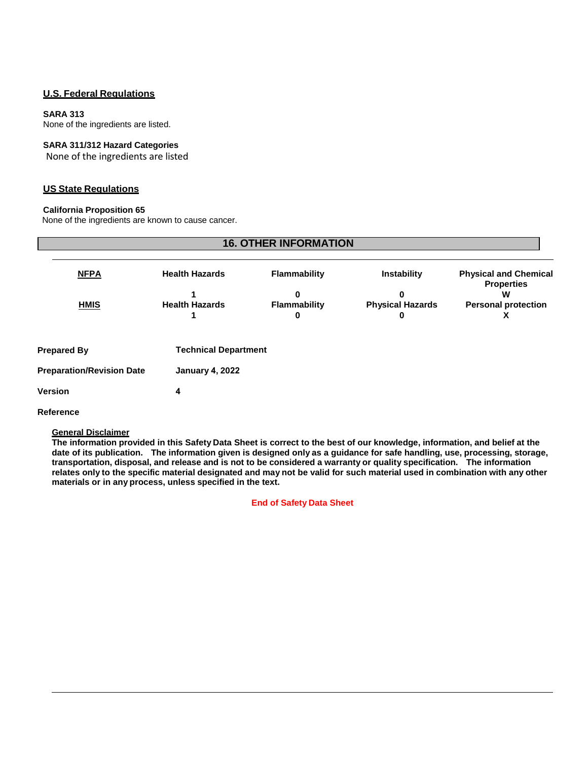### U.S. Federal Regulations

**SARA 313**
None of the ingredients are listed.

**SARA 311/312 Hazard Categories**
None of the ingredients are listed

### US State Regulations

**California Proposition 65**
None of the ingredients are known to cause cancer.

## 16. OTHER INFORMATION

| | | | | |
|---|---|---|---|---|
| **NFPA** | **Health Hazards** | **Flammability** | **Instability** | **Physical and Chemical Properties** |
| | **1** | **0** | **0** | **W** |
| **HMIS** | **Health Hazards** | **Flammability** | **Physical Hazards** | **Personal protection** |
| | **1** | **0** | **0** | **X** |

**Prepared By** **Technical Department**

**Preparation/Revision Date** **January 4, 2022**

**Version** **4**

**Reference**

**General Disclaimer**
**The information provided in this Safety Data Sheet is correct to the best of our knowledge, information, and belief at the date of its publication. The information given is designed only as a guidance for safe handling, use, processing, storage, transportation, disposal, and release and is not to be considered a warranty or quality specification. The information relates only to the specific material designated and may not be valid for such material used in combination with any other materials or in any process, unless specified in the text.**

**End of Safety Data Sheet**